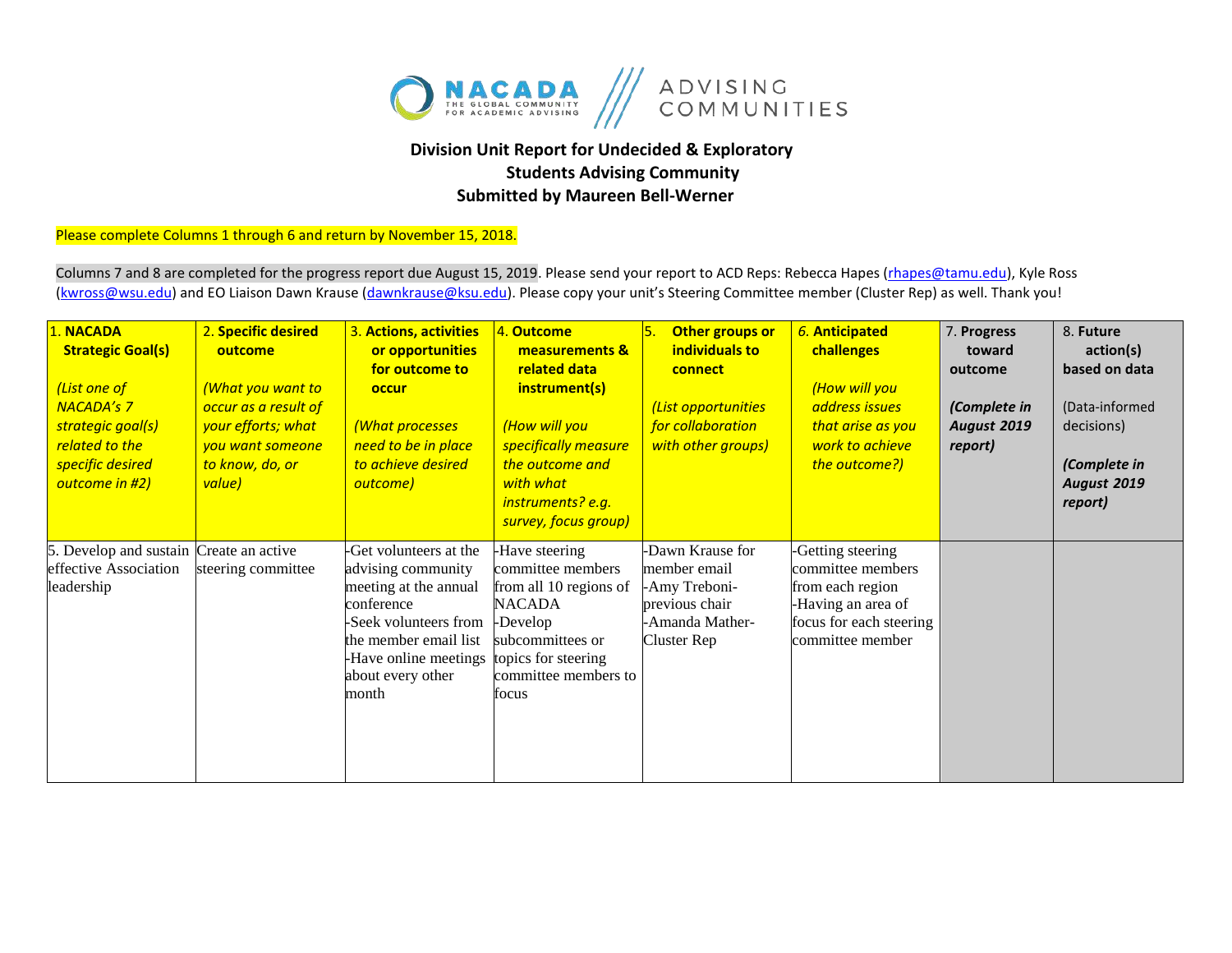# Division Unit Report for Undecided & Exploratory Students Advising Community

## Submitted by Maureen Bell-Werner

Please complete Columns 1 through 6 and return by November 15, 2018.

Columns 7 and 8 are completed for the progress report due August 15, 2019. Please send your report to ACD Reps: Rebecca Hapes (rhapes@tamu.edu), Kyle Ross (kwross@wsu.edu) and EO Liaison Dawn Krause (dawnkrause@ksu.edu). Please copy your unit's Steering Committee member (Cluster Rep) as well. Thank you!

| 1. **NACADA Strategic Goal(s)** *(List one of NACADA's 7 strategic goal(s) related to the specific desired outcome in #2)* | 2. **Specific desired outcome** *(What you want to occur as a result of your efforts; what you want someone to know, do, or value)* | 3. **Actions, activities or opportunities for outcome to occur** *(What processes need to be in place to achieve desired outcome)* | 4. **Outcome measurements & related data instrument(s)** *(How will you specifically measure the outcome and with what instruments? e.g. survey, focus group)* | 5. **Other groups or individuals to connect** *(List opportunities for collaboration with other groups)* | *6.* **Anticipated challenges** *(How will you address issues that arise as you work to achieve the outcome?)* | 7. **Progress toward outcome** ***(Complete in August 2019 report)*** | 8. **Future action(s) based on data** (Data-informed decisions) ***(Complete in August 2019 report)*** |
|---|---|---|---|---|---|---|---|
| 5. Develop and sustain effective Association leadership | Create an active steering committee | -Get volunteers at the advising community meeting at the annual conference<br>-Seek volunteers from the member email list<br>-Have online meetings about every other month | -Have steering committee members from all 10 regions of NACADA<br>-Develop subcommittees or topics for steering committee members to focus | -Dawn Krause for member email<br>-Amy Treboni- previous chair<br>-Amanda Mather- Cluster Rep | -Getting steering committee members from each region<br>-Having an area of focus for each steering committee member | | |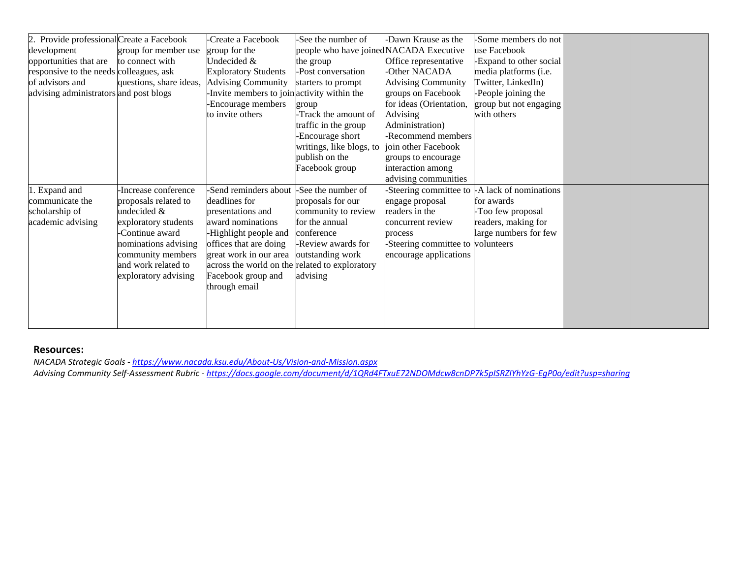| | | | | | | | |
|---|---|---|---|---|---|---|---|
| 2. Provide professional development opportunities that are responsive to the needs of advisors and advising administrators | Create a Facebook group for member use to connect with colleagues, ask questions, share ideas, and post blogs | -Create a Facebook group for the Undecided & Exploratory Students Advising Community<br>-Invite members to join<br>-Encourage members to invite others | -See the number of people who have joined the group<br>-Post conversation starters to prompt activity within the group<br>-Track the amount of traffic in the group<br>-Encourage short writings, like blogs, to publish on the Facebook group | -Dawn Krause as the NACADA Executive Office representative<br>-Other NACADA Advising Community groups on Facebook for ideas (Orientation, Advising Administration)<br>-Recommend members join other Facebook groups to encourage interaction among advising communities | -Some members do not use Facebook<br>-Expand to other social media platforms (i.e. Twitter, LinkedIn)<br>-People joining the group but not engaging with others | | |
| 1. Expand and communicate the scholarship of academic advising | -Increase conference proposals related to undecided & exploratory students<br>-Continue award nominations advising community members and work related to exploratory advising | -Send reminders about deadlines for presentations and award nominations<br>-Highlight people and offices that are doing great work in our area across the world on the Facebook group and through email | -See the number of proposals for our community to review for the annual conference<br>-Review awards for outstanding work related to exploratory advising | -Steering committee to engage proposal readers in the concurrent review process<br>-Steering committee to encourage applications | -A lack of nominations for awards<br>-Too few proposal readers, making for large numbers for few volunteers | | |

## Resources:

*NACADA Strategic Goals - https://www.nacada.ksu.edu/About-Us/Vision-and-Mission.aspx*
*Advising Community Self-Assessment Rubric - https://docs.google.com/document/d/1QRd4FTxuE72NDOMdcw8cnDP7k5pISRZIYhYzG-EgP0o/edit?usp=sharing*